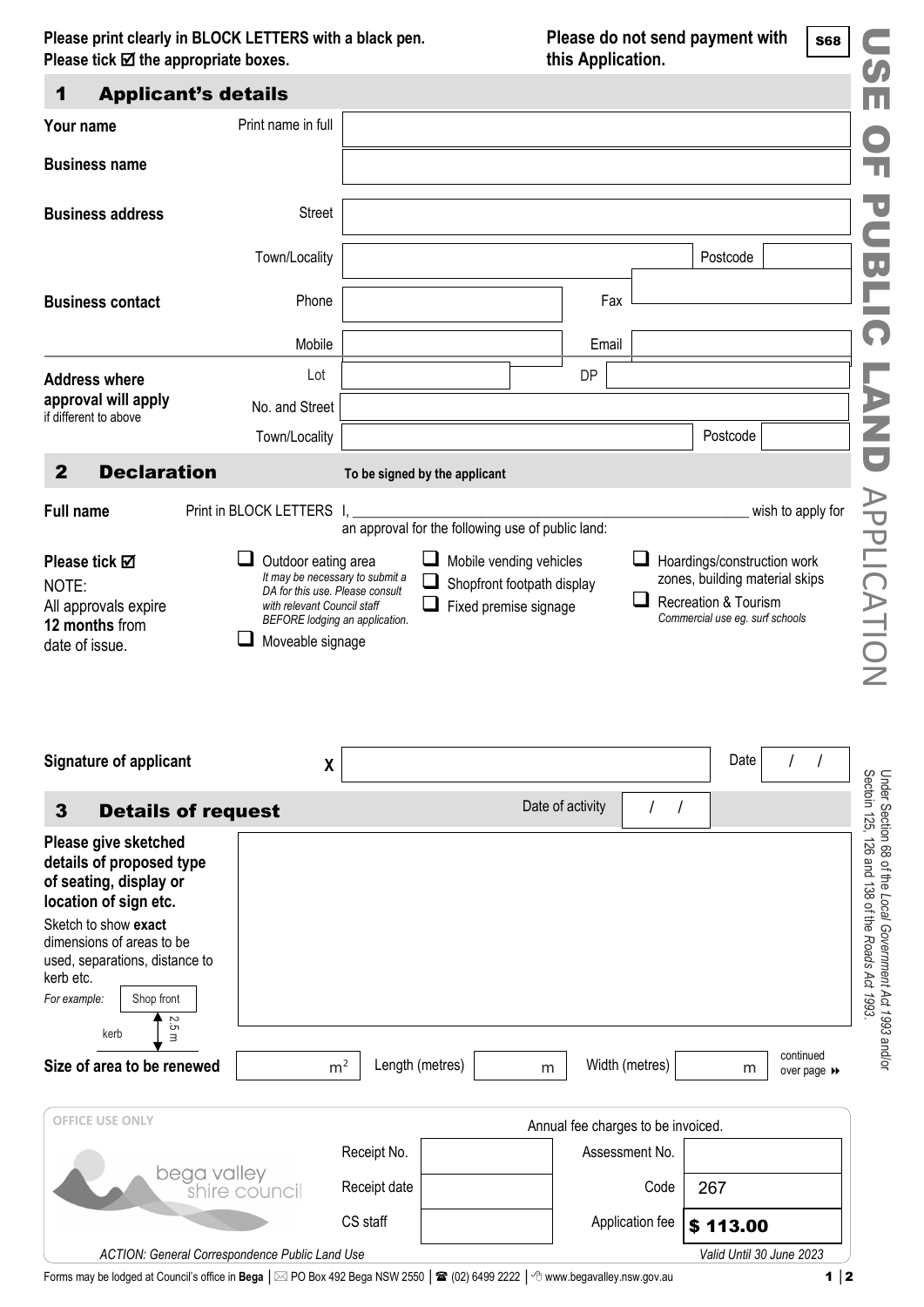**Please print clearly in BLOCK LETTERS with a black pen.**
**Please tick ☑ the appropriate boxes.**

**Please do not send payment with this Application.**

**S68**

# USE OF PUBLIC LAND APPLICATION

*Under Section 68 of the Local Government Act 1993 and/or Section 125, 126 and 138 of the Roads Act 1993.*

## 1 Applicant's details

| | | |
|---|---|---|
| **Your name** | Print name in full | |
| **Business name** | | |
| **Business address** | Street | |
| | Town/Locality | Postcode |
| **Business contact** | Phone | Fax |
| | Mobile | Email |
| **Address where approval will apply** if different to above | Lot | DP |
| | No. and Street | |
| | Town/Locality | Postcode |

## 2 Declaration

To be signed by the applicant

**Full name** Print in BLOCK LETTERS I, ______________________________ wish to apply for an approval for the following use of public land:

**Please tick ☑**

NOTE:
All approvals expire **12 months** from date of issue.

- ☐ Outdoor eating area
  *It may be necessary to submit a DA for this use. Please consult with relevant Council staff BEFORE lodging an application.*
- ☐ Moveable signage
- ☐ Mobile vending vehicles
- ☐ Shopfront footpath display
- ☐ Fixed premise signage
- ☐ Hoardings/construction work zones, building material skips
- ☐ Recreation & Tourism
  *Commercial use eg. surf schools*

**Signature of applicant** X ______________________ Date / /

## 3 Details of request

Date of activity / /

**Please give sketched details of proposed type of seating, display or location of sign etc.**

Sketch to show **exact** dimensions of areas to be used, separations, distance to kerb etc.

*For example:* Shop front — 2.5 m — kerb

**Size of area to be renewed** ______ m² Length (metres) ______ m Width (metres) ______ m

continued over page ⏩

**OFFICE USE ONLY**

Annual fee charges to be invoiced.

| | | | |
|---|---|---|---|
| Receipt No. | | Assessment No. | |
| Receipt date | | Code | 267 |
| CS staff | | Application fee | **$ 113.00** |

*ACTION: General Correspondence Public Land Use*

*Valid Until 30 June 2023*

Forms may be lodged at Council's office in **Bega** | PO Box 492 Bega NSW 2550 | (02) 6499 2222 | www.begavalley.nsw.gov.au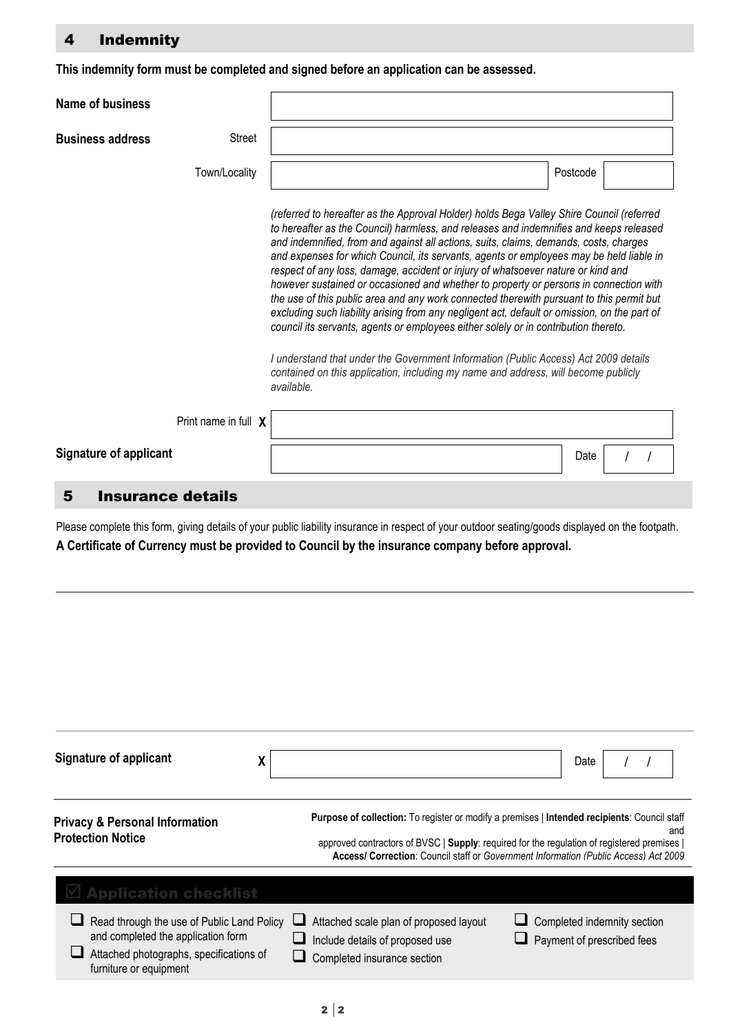## 4 Indemnity

**This indemnity form must be completed and signed before an application can be assessed.**

| | | |
|---|---|---|
| **Name of business** | | |
| **Business address** | Street | |
| | Town/Locality | Postcode |

*(referred to hereafter as the Approval Holder) holds Bega Valley Shire Council (referred to hereafter as the Council) harmless, and releases and indemnifies and keeps released and indemnified, from and against all actions, suits, claims, demands, costs, charges and expenses for which Council, its servants, agents or employees may be held liable in respect of any loss, damage, accident or injury of whatsoever nature or kind and however sustained or occasioned and whether to property or persons in connection with the use of this public area and any work connected therewith pursuant to this permit but excluding such liability arising from any negligent act, default or omission, on the part of council its servants, agents or employees either solely or in contribution thereto.*

*I understand that under the Government Information (Public Access) Act 2009 details contained on this application, including my name and address, will become publicly available.*

| | | |
|---|---|---|
| Print name in full **X** | | |
| **Signature of applicant** | | Date / / |

## 5 Insurance details

Please complete this form, giving details of your public liability insurance in respect of your outdoor seating/goods displayed on the footpath.

**A Certificate of Currency must be provided to Council by the insurance company before approval.**

| | | |
|---|---|---|
| **Signature of applicant** **X** | | Date / / |

**Privacy & Personal Information Protection Notice**

**Purpose of collection:** To register or modify a premises | **Intended recipients**: Council staff and approved contractors of BVSC | **Supply**: required for the regulation of registered premises | **Access/ Correction**: Council staff or *Government Information (Public Access) Act 2009*

## ☑ Application checklist

- ☐ Read through the use of Public Land Policy and completed the application form
- ☐ Attached photographs, specifications of furniture or equipment
- ☐ Attached scale plan of proposed layout
- ☐ Include details of proposed use
- ☐ Completed insurance section
- ☐ Completed indemnity section
- ☐ Payment of prescribed fees